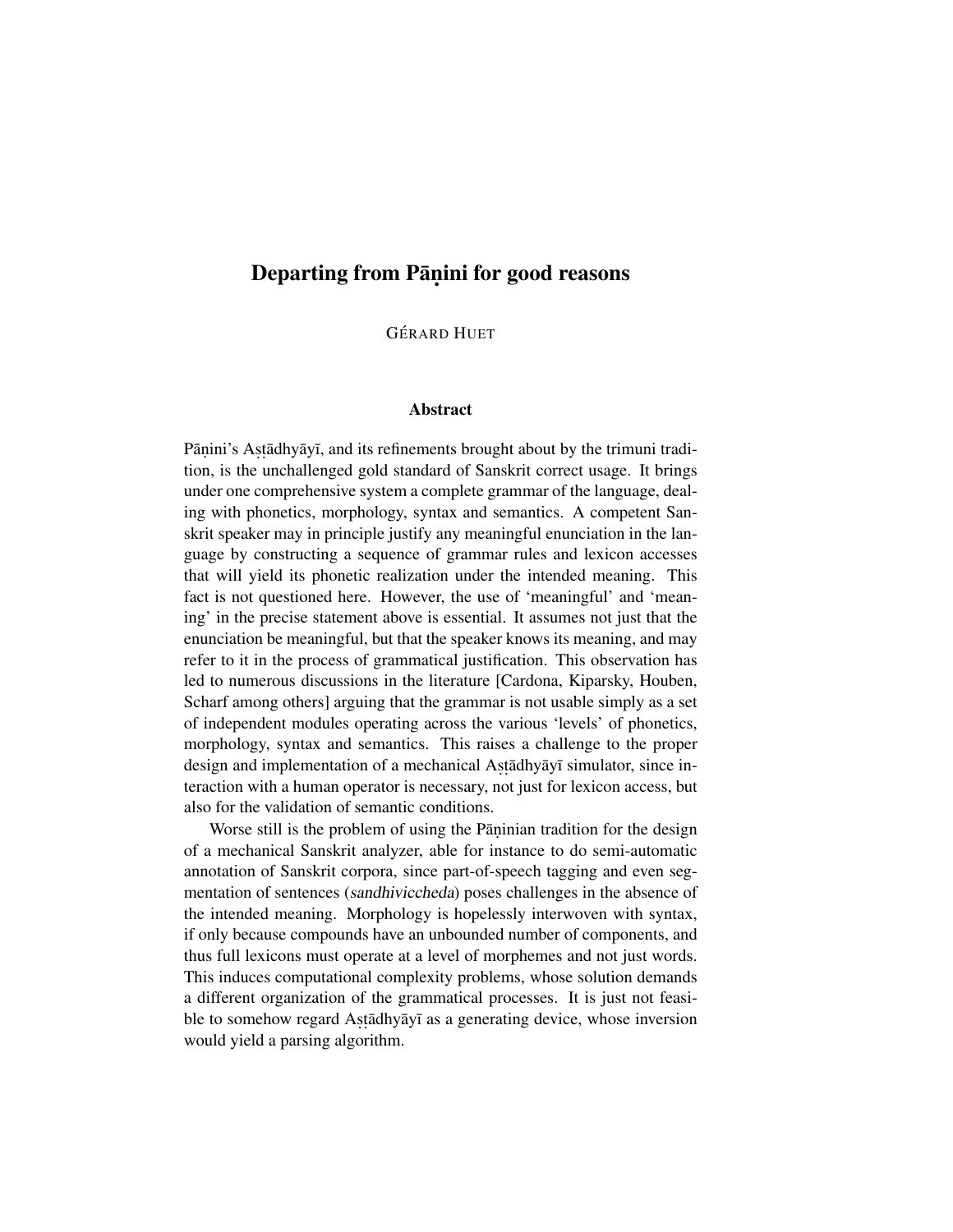# Departing from Pāṇini for good reasons

GÉRARD HUET

### Abstract

Pāṇini's Aṣṭādhyāyī, and its refinements brought about by the trimuni tradition, is the unchallenged gold standard of Sanskrit correct usage. It brings under one comprehensive system a complete grammar of the language, dealing with phonetics, morphology, syntax and semantics. A competent Sanskrit speaker may in principle justify any meaningful enunciation in the language by constructing a sequence of grammar rules and lexicon accesses that will yield its phonetic realization under the intended meaning. This fact is not questioned here. However, the use of 'meaningful' and 'meaning' in the precise statement above is essential. It assumes not just that the enunciation be meaningful, but that the speaker knows its meaning, and may refer to it in the process of grammatical justification. This observation has led to numerous discussions in the literature [Cardona, Kiparsky, Houben, Scharf among others] arguing that the grammar is not usable simply as a set of independent modules operating across the various 'levels' of phonetics, morphology, syntax and semantics. This raises a challenge to the proper design and implementation of a mechanical Aṣṭādhyāyī simulator, since interaction with a human operator is necessary, not just for lexicon access, but also for the validation of semantic conditions.

Worse still is the problem of using the Pāṇinian tradition for the design of a mechanical Sanskrit analyzer, able for instance to do semi-automatic annotation of Sanskrit corpora, since part-of-speech tagging and even segmentation of sentences (*sandhiviccheda*) poses challenges in the absence of the intended meaning. Morphology is hopelessly interwoven with syntax, if only because compounds have an unbounded number of components, and thus full lexicons must operate at a level of morphemes and not just words. This induces computational complexity problems, whose solution demands a different organization of the grammatical processes. It is just not feasible to somehow regard Aṣṭādhyāyī as a generating device, whose inversion would yield a parsing algorithm.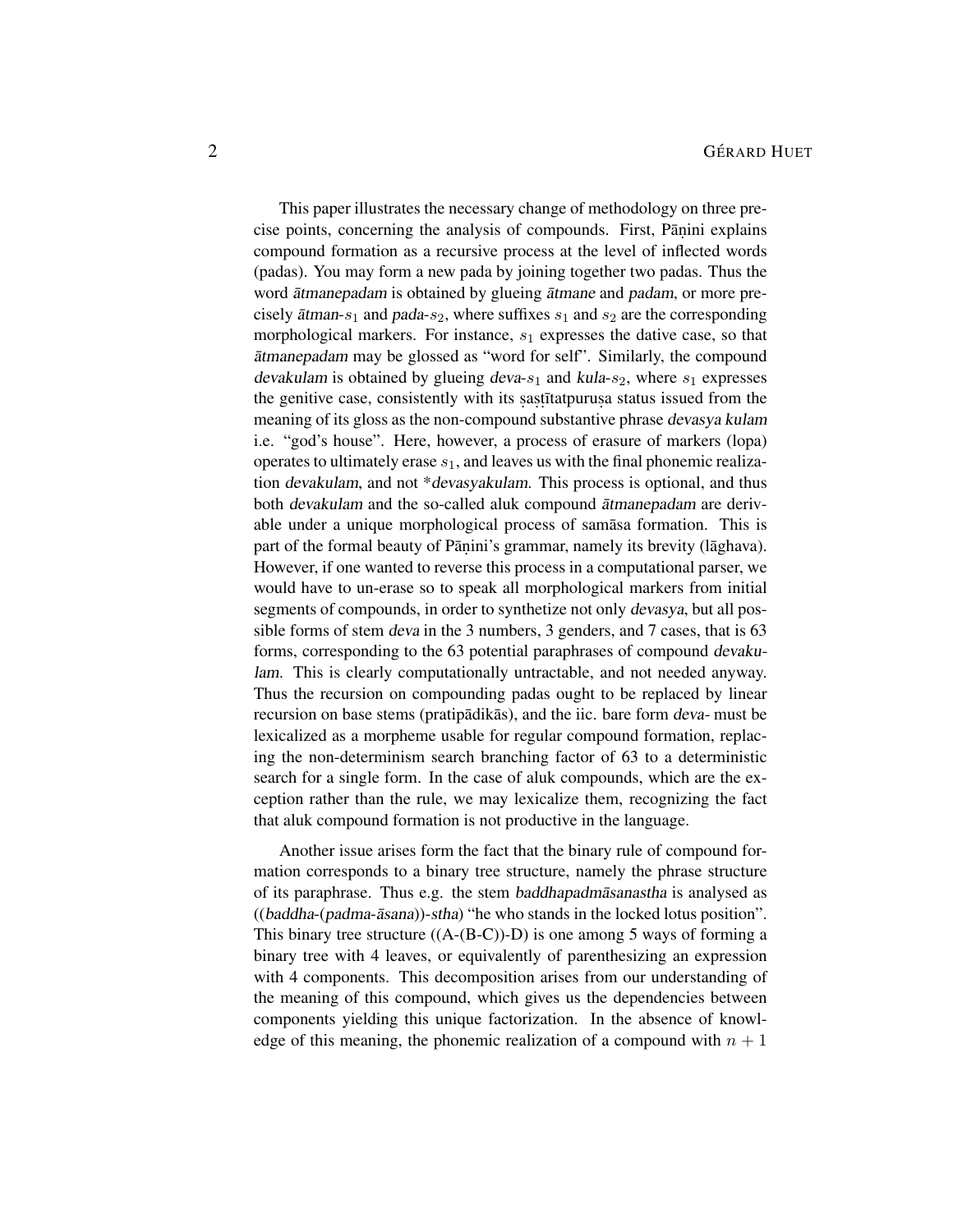This paper illustrates the necessary change of methodology on three precise points, concerning the analysis of compounds. First, Pāṇini explains compound formation as a recursive process at the level of inflected words (padas). You may form a new pada by joining together two padas. Thus the word *ātmanepadam* is obtained by glueing *ātmane* and *padam*, or more precisely *ātman*-$s_1$ and *pada*-$s_2$, where suffixes $s_1$ and $s_2$ are the corresponding morphological markers. For instance, $s_1$ expresses the dative case, so that *ātmanepadam* may be glossed as "word for self". Similarly, the compound *devakulam* is obtained by glueing *deva*-$s_1$ and *kula*-$s_2$, where $s_1$ expresses the genitive case, consistently with its ṣaṣṭītatpuruṣa status issued from the meaning of its gloss as the non-compound substantive phrase *devasya kulam* i.e. "god's house". Here, however, a process of erasure of markers (lopa) operates to ultimately erase $s_1$, and leaves us with the final phonemic realization *devakulam*, and not *\*devasyakulam*. This process is optional, and thus both *devakulam* and the so-called aluk compound *ātmanepadam* are derivable under a unique morphological process of samāsa formation. This is part of the formal beauty of Pāṇini's grammar, namely its brevity (lāghava). However, if one wanted to reverse this process in a computational parser, we would have to un-erase so to speak all morphological markers from initial segments of compounds, in order to synthetize not only *devasya*, but all possible forms of stem *deva* in the 3 numbers, 3 genders, and 7 cases, that is 63 forms, corresponding to the 63 potential paraphrases of compound *devakulam*. This is clearly computationally untractable, and not needed anyway. Thus the recursion on compounding padas ought to be replaced by linear recursion on base stems (pratipādikās), and the iic. bare form *deva-* must be lexicalized as a morpheme usable for regular compound formation, replacing the non-determinism search branching factor of 63 to a deterministic search for a single form. In the case of aluk compounds, which are the exception rather than the rule, we may lexicalize them, recognizing the fact that aluk compound formation is not productive in the language.

Another issue arises form the fact that the binary rule of compound formation corresponds to a binary tree structure, namely the phrase structure of its paraphrase. Thus e.g. the stem *baddhapadmāsanastha* is analysed as ((*baddha*-(*padma*-*āsana*))-*stha*) "he who stands in the locked lotus position". This binary tree structure ((A-(B-C))-D) is one among 5 ways of forming a binary tree with 4 leaves, or equivalently of parenthesizing an expression with 4 components. This decomposition arises from our understanding of the meaning of this compound, which gives us the dependencies between components yielding this unique factorization. In the absence of knowledge of this meaning, the phonemic realization of a compound with $n + 1$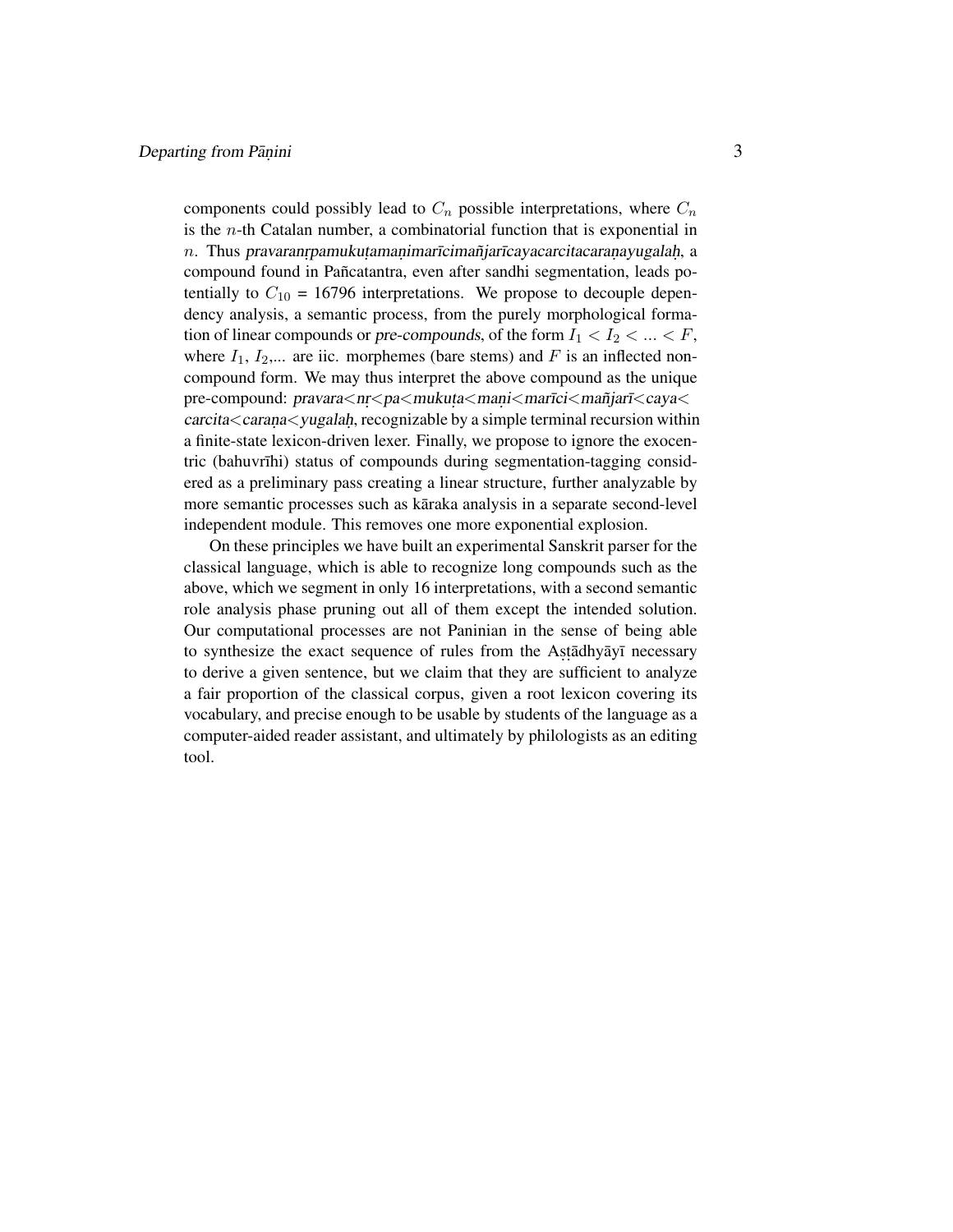components could possibly lead to $C_n$ possible interpretations, where $C_n$ is the $n$-th Catalan number, a combinatorial function that is exponential in $n$. Thus *pravaranṛpamukuṭamaṇimarīcimañjarīcayacarcitacaraṇayugalaḥ*, a compound found in Pañcatantra, even after sandhi segmentation, leads potentially to $C_{10}$ = 16796 interpretations. We propose to decouple dependency analysis, a semantic process, from the purely morphological formation of linear compounds or *pre-compounds*, of the form $I_1 < I_2 < ... < F$, where $I_1$, $I_2$,... are iic. morphemes (bare stems) and $F$ is an inflected non-compound form. We may thus interpret the above compound as the unique pre-compound: *pravara<nṛ<pa<mukuṭa<maṇi<marīci<mañjarī<caya< carcita<caraṇa<yugalaḥ*, recognizable by a simple terminal recursion within a finite-state lexicon-driven lexer. Finally, we propose to ignore the exocentric (bahuvrīhi) status of compounds during segmentation-tagging considered as a preliminary pass creating a linear structure, further analyzable by more semantic processes such as kāraka analysis in a separate second-level independent module. This removes one more exponential explosion.

On these principles we have built an experimental Sanskrit parser for the classical language, which is able to recognize long compounds such as the above, which we segment in only 16 interpretations, with a second semantic role analysis phase pruning out all of them except the intended solution. Our computational processes are not Paninian in the sense of being able to synthesize the exact sequence of rules from the Aṣṭādhyāyī necessary to derive a given sentence, but we claim that they are sufficient to analyze a fair proportion of the classical corpus, given a root lexicon covering its vocabulary, and precise enough to be usable by students of the language as a computer-aided reader assistant, and ultimately by philologists as an editing tool.